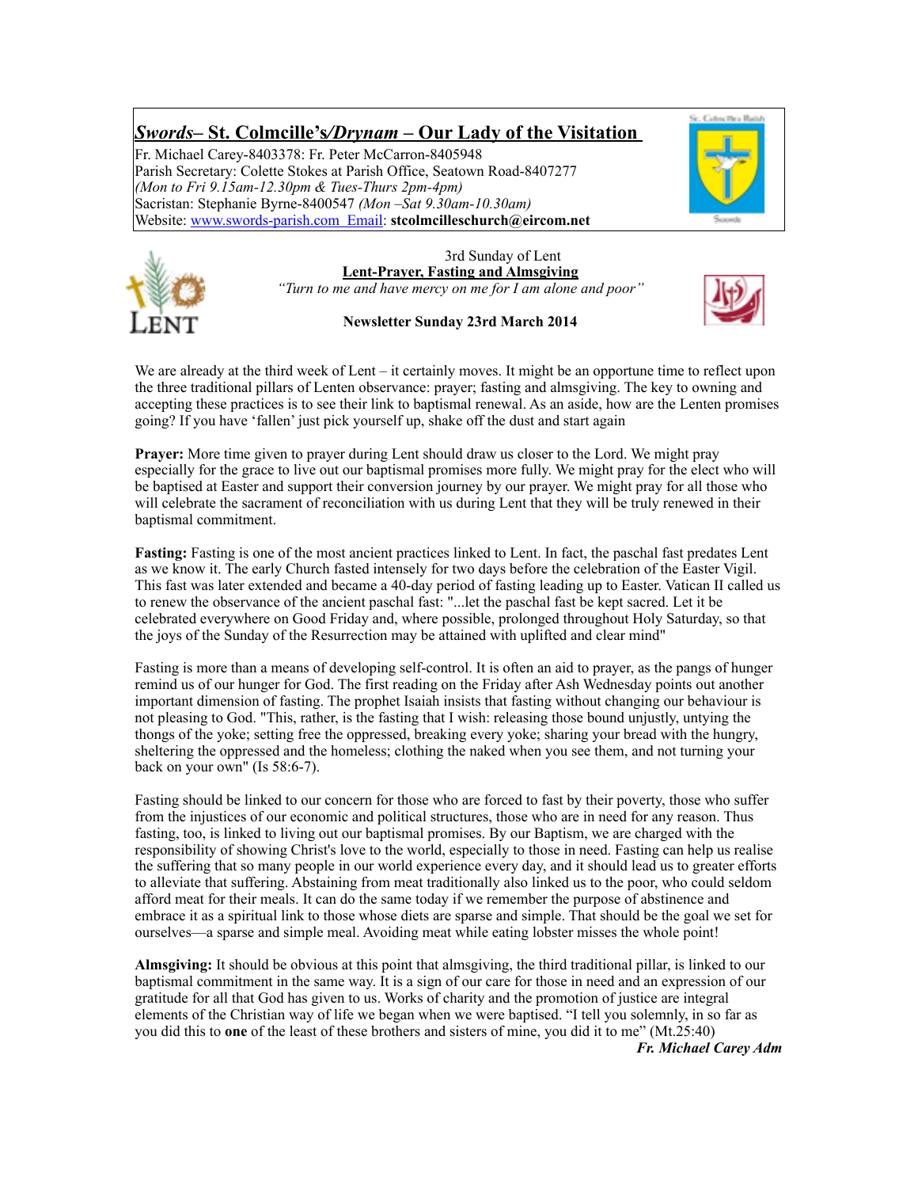# *Swords*– St. Colmcille's*/Drynam* – Our Lady of the Visitation

Fr. Michael Carey-8403378: Fr. Peter McCarron-8405948
Parish Secretary: Colette Stokes at Parish Office, Seatown Road-8407277
*(Mon to Fri 9.15am-12.30pm & Tues-Thurs 2pm-4pm)*
Sacristan: Stephanie Byrne-8400547 *(Mon –Sat 9.30am-10.30am)*
Website: www.swords-parish.com Email: **stcolmcilleschurch@eircom.net**

3rd Sunday of Lent

**Lent-Prayer, Fasting and Almsgiving**

*"Turn to me and have mercy on me for I am alone and poor"*

**Newsletter Sunday 23rd March 2014**

We are already at the third week of Lent – it certainly moves. It might be an opportune time to reflect upon the three traditional pillars of Lenten observance: prayer; fasting and almsgiving. The key to owning and accepting these practices is to see their link to baptismal renewal. As an aside, how are the Lenten promises going? If you have 'fallen' just pick yourself up, shake off the dust and start again

**Prayer:** More time given to prayer during Lent should draw us closer to the Lord. We might pray especially for the grace to live out our baptismal promises more fully. We might pray for the elect who will be baptised at Easter and support their conversion journey by our prayer. We might pray for all those who will celebrate the sacrament of reconciliation with us during Lent that they will be truly renewed in their baptismal commitment.

**Fasting:** Fasting is one of the most ancient practices linked to Lent. In fact, the paschal fast predates Lent as we know it. The early Church fasted intensely for two days before the celebration of the Easter Vigil. This fast was later extended and became a 40-day period of fasting leading up to Easter. Vatican II called us to renew the observance of the ancient paschal fast: "...let the paschal fast be kept sacred. Let it be celebrated everywhere on Good Friday and, where possible, prolonged throughout Holy Saturday, so that the joys of the Sunday of the Resurrection may be attained with uplifted and clear mind"

Fasting is more than a means of developing self-control. It is often an aid to prayer, as the pangs of hunger remind us of our hunger for God. The first reading on the Friday after Ash Wednesday points out another important dimension of fasting. The prophet Isaiah insists that fasting without changing our behaviour is not pleasing to God. "This, rather, is the fasting that I wish: releasing those bound unjustly, untying the thongs of the yoke; setting free the oppressed, breaking every yoke; sharing your bread with the hungry, sheltering the oppressed and the homeless; clothing the naked when you see them, and not turning your back on your own" (Is 58:6-7).

Fasting should be linked to our concern for those who are forced to fast by their poverty, those who suffer from the injustices of our economic and political structures, those who are in need for any reason. Thus fasting, too, is linked to living out our baptismal promises. By our Baptism, we are charged with the responsibility of showing Christ's love to the world, especially to those in need. Fasting can help us realise the suffering that so many people in our world experience every day, and it should lead us to greater efforts to alleviate that suffering. Abstaining from meat traditionally also linked us to the poor, who could seldom afford meat for their meals. It can do the same today if we remember the purpose of abstinence and embrace it as a spiritual link to those whose diets are sparse and simple. That should be the goal we set for ourselves—a sparse and simple meal. Avoiding meat while eating lobster misses the whole point!

**Almsgiving:** It should be obvious at this point that almsgiving, the third traditional pillar, is linked to our baptismal commitment in the same way. It is a sign of our care for those in need and an expression of our gratitude for all that God has given to us. Works of charity and the promotion of justice are integral elements of the Christian way of life we began when we were baptised. "I tell you solemnly, in so far as you did this to **one** of the least of these brothers and sisters of mine, you did it to me" (Mt.25:40)

***Fr. Michael Carey Adm***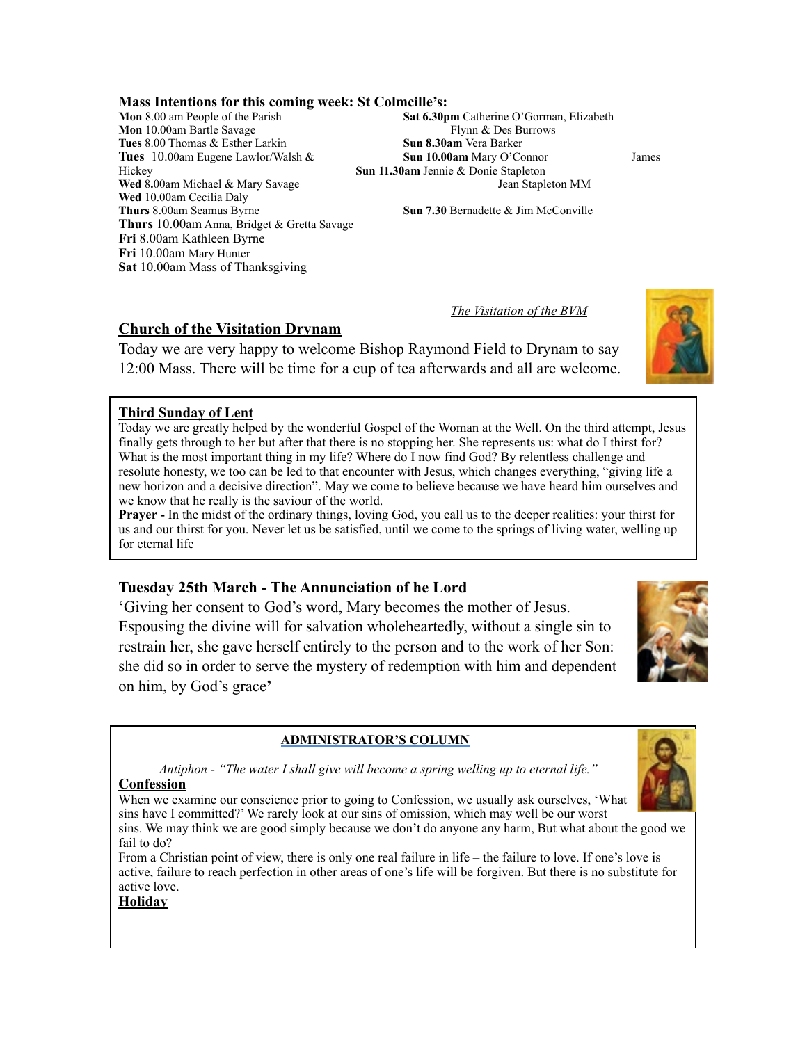**Mass Intentions for this coming week: St Colmcille's:**

**Mon** 8.00 am People of the Parish
**Mon** 10.00am Bartle Savage
**Tues** 8.00 Thomas & Esther Larkin
**Tues** 10.00am Eugene Lawlor/Walsh & Hickey
**Wed** 8.00am Michael & Mary Savage
**Wed** 10.00am Cecilia Daly
**Thurs** 8.00am Seamus Byrne
**Thurs** 10.00am Anna, Bridget & Gretta Savage
**Fri** 8.00am Kathleen Byrne
**Fri** 10.00am Mary Hunter
**Sat** 10.00am Mass of Thanksgiving

**Sat 6.30pm** Catherine O'Gorman, Elizabeth Flynn & Des Burrows
**Sun 8.30am** Vera Barker
**Sun 10.00am** Mary O'Connor
**Sun 11.30am** Jennie & Donie Stapleton James Jean Stapleton MM
**Sun 7.30** Bernadette & Jim McConville

*The Visitation of the BVM*

## Church of the Visitation Drynam

Today we are very happy to welcome Bishop Raymond Field to Drynam to say 12:00 Mass. There will be time for a cup of tea afterwards and all are welcome.

## Third Sunday of Lent

Today we are greatly helped by the wonderful Gospel of the Woman at the Well. On the third attempt, Jesus finally gets through to her but after that there is no stopping her. She represents us: what do I thirst for? What is the most important thing in my life? Where do I now find God? By relentless challenge and resolute honesty, we too can be led to that encounter with Jesus, which changes everything, "giving life a new horizon and a decisive direction". May we come to believe because we have heard him ourselves and we know that he really is the saviour of the world.

**Prayer -** In the midst of the ordinary things, loving God, you call us to the deeper realities: your thirst for us and our thirst for you. Never let us be satisfied, until we come to the springs of living water, welling up for eternal life

## Tuesday 25th March - The Annunciation of he Lord

'Giving her consent to God's word, Mary becomes the mother of Jesus. Espousing the divine will for salvation wholeheartedly, without a single sin to restrain her, she gave herself entirely to the person and to the work of her Son: she did so in order to serve the mystery of redemption with him and dependent on him, by God's grace**'**

## ADMINISTRATOR'S COLUMN

*Antiphon - "The water I shall give will become a spring welling up to eternal life."*

**Confession**

When we examine our conscience prior to going to Confession, we usually ask ourselves, 'What sins have I committed?' We rarely look at our sins of omission, which may well be our worst sins. We may think we are good simply because we don't do anyone any harm, But what about the good we fail to do?

From a Christian point of view, there is only one real failure in life – the failure to love. If one's love is active, failure to reach perfection in other areas of one's life will be forgiven. But there is no substitute for active love.

**Holiday**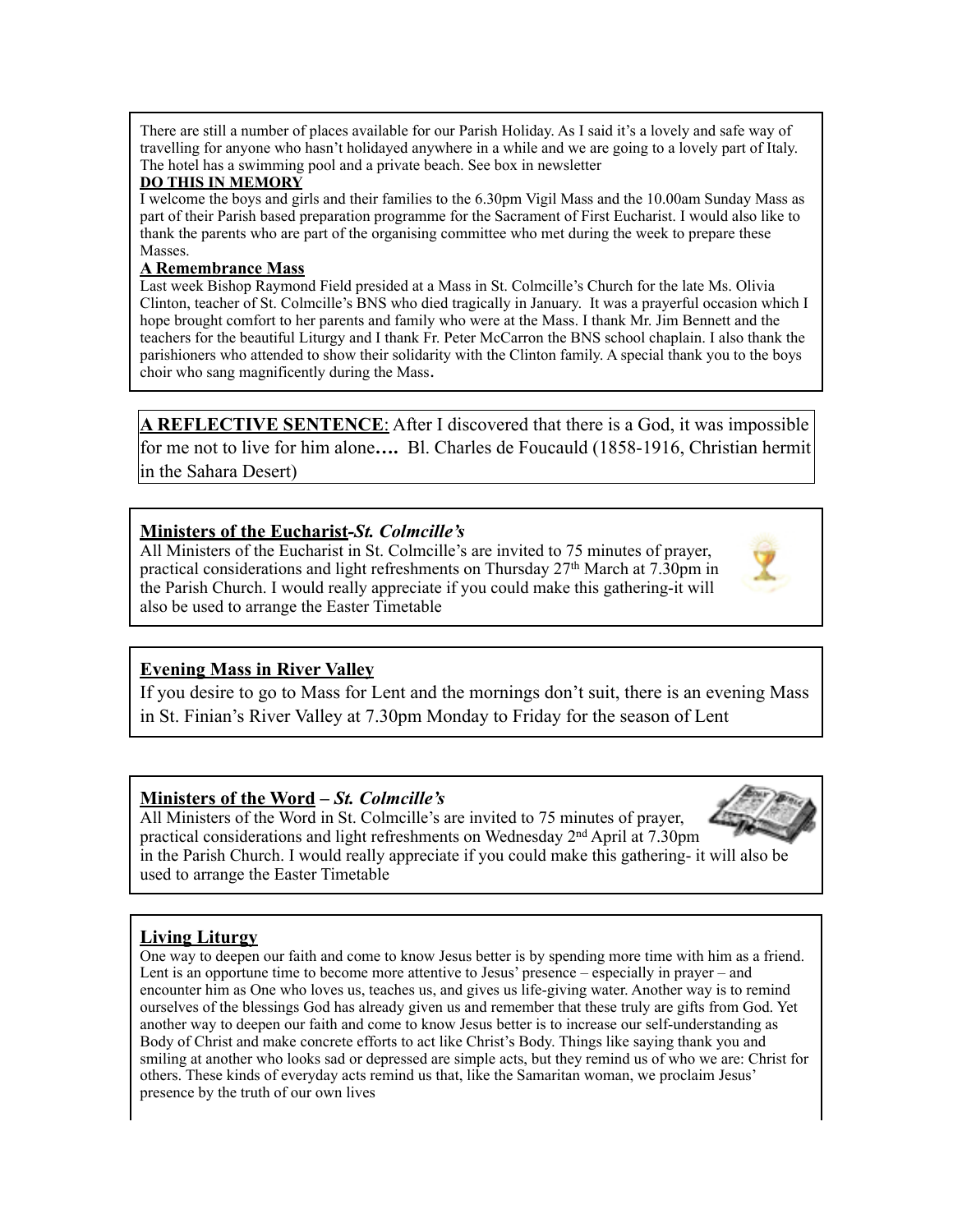There are still a number of places available for our Parish Holiday. As I said it's a lovely and safe way of travelling for anyone who hasn't holidayed anywhere in a while and we are going to a lovely part of Italy. The hotel has a swimming pool and a private beach. See box in newsletter

**DO THIS IN MEMORY**

I welcome the boys and girls and their families to the 6.30pm Vigil Mass and the 10.00am Sunday Mass as part of their Parish based preparation programme for the Sacrament of First Eucharist. I would also like to thank the parents who are part of the organising committee who met during the week to prepare these Masses.

**A Remembrance Mass**

Last week Bishop Raymond Field presided at a Mass in St. Colmcille's Church for the late Ms. Olivia Clinton, teacher of St. Colmcille's BNS who died tragically in January. It was a prayerful occasion which I hope brought comfort to her parents and family who were at the Mass. I thank Mr. Jim Bennett and the teachers for the beautiful Liturgy and I thank Fr. Peter McCarron the BNS school chaplain. I also thank the parishioners who attended to show their solidarity with the Clinton family. A special thank you to the boys choir who sang magnificently during the Mass.

**A REFLECTIVE SENTENCE**: After I discovered that there is a God, it was impossible for me not to live for him alone**….** Bl. Charles de Foucauld (1858-1916, Christian hermit in the Sahara Desert)

**Ministers of the Eucharist-*St. Colmcille's***

All Ministers of the Eucharist in St. Colmcille's are invited to 75 minutes of prayer, practical considerations and light refreshments on Thursday 27th March at 7.30pm in the Parish Church. I would really appreciate if you could make this gathering-it will also be used to arrange the Easter Timetable

**Evening Mass in River Valley**

If you desire to go to Mass for Lent and the mornings don't suit, there is an evening Mass in St. Finian's River Valley at 7.30pm Monday to Friday for the season of Lent

**Ministers of the Word – *St. Colmcille's***

All Ministers of the Word in St. Colmcille's are invited to 75 minutes of prayer, practical considerations and light refreshments on Wednesday 2nd April at 7.30pm in the Parish Church. I would really appreciate if you could make this gathering- it will also be used to arrange the Easter Timetable

**Living Liturgy**

One way to deepen our faith and come to know Jesus better is by spending more time with him as a friend. Lent is an opportune time to become more attentive to Jesus' presence – especially in prayer – and encounter him as One who loves us, teaches us, and gives us life-giving water. Another way is to remind ourselves of the blessings God has already given us and remember that these truly are gifts from God. Yet another way to deepen our faith and come to know Jesus better is to increase our self-understanding as Body of Christ and make concrete efforts to act like Christ's Body. Things like saying thank you and smiling at another who looks sad or depressed are simple acts, but they remind us of who we are: Christ for others. These kinds of everyday acts remind us that, like the Samaritan woman, we proclaim Jesus' presence by the truth of our own lives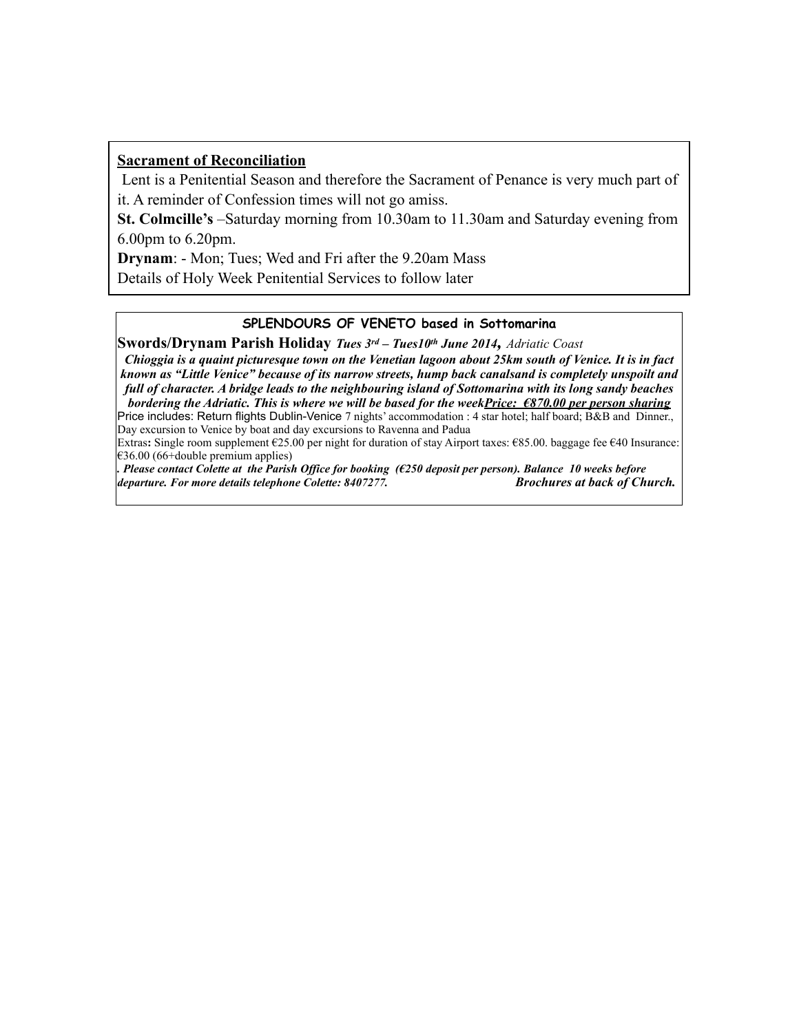**Sacrament of Reconciliation**

Lent is a Penitential Season and therefore the Sacrament of Penance is very much part of it. A reminder of Confession times will not go amiss.

**St. Colmcille's** –Saturday morning from 10.30am to 11.30am and Saturday evening from 6.00pm to 6.20pm.

**Drynam**: - Mon; Tues; Wed and Fri after the 9.20am Mass

Details of Holy Week Penitential Services to follow later

**SPLENDOURS OF VENETO based in Sottomarina**

**Swords/Drynam Parish Holiday** ***Tues 3rd – Tues10th June 2014,*** *Adriatic Coast*

***Chioggia is a quaint picturesque town on the Venetian lagoon about 25km south of Venice. It is in fact known as "Little Venice" because of its narrow streets, hump back canalsand is completely unspoilt and full of character. A bridge leads to the neighbouring island of Sottomarina with its long sandy beaches bordering the Adriatic. This is where we will be based for the week<u>Price: €870.00 per person sharing</u>***

Price includes: Return flights Dublin-Venice 7 nights' accommodation : 4 star hotel; half board; B&B and Dinner., Day excursion to Venice by boat and day excursions to Ravenna and Padua

Extras**:** Single room supplement €25.00 per night for duration of stay Airport taxes: €85.00. baggage fee €40 Insurance: €36.00 (66+double premium applies)

***. Please contact Colette at the Parish Office for booking (€250 deposit per person). Balance 10 weeks before departure. For more details telephone Colette: 8407277.*** ***Brochures at back of Church.***